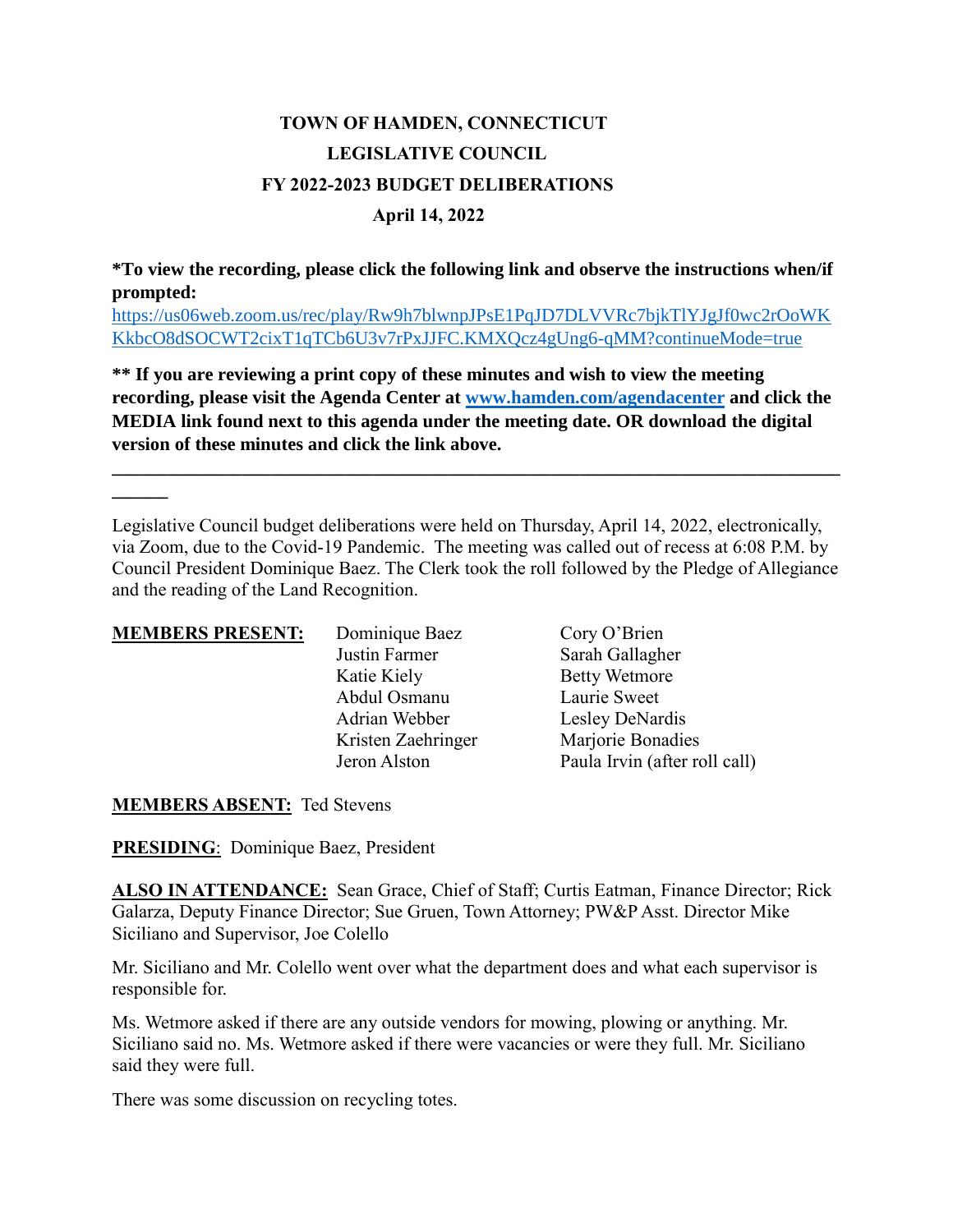# TOWN OF HAMDEN, CONNECTICUT
## LEGISLATIVE COUNCIL
## FY 2022-2023 BUDGET DELIBERATIONS
### April 14, 2022

**\*To view the recording, please click the following link and observe the instructions when/if prompted:**
https://us06web.zoom.us/rec/play/Rw9h7blwnpJPsE1PqJD7DLVVRc7bjkTlYJgJf0wc2rOoWKKkbcO8dSOCWT2cixT1qTCb6U3v7rPxJJFC.KMXQcz4gUng6-qMM?continueMode=true

**\*\* If you are reviewing a print copy of these minutes and wish to view the meeting recording, please visit the Agenda Center at [www.hamden.com/agendacenter](http://www.hamden.com/agendacenter) and click the MEDIA link found next to this agenda under the meeting date. OR download the digital version of these minutes and click the link above.**

---

Legislative Council budget deliberations were held on Thursday, April 14, 2022, electronically, via Zoom, due to the Covid-19 Pandemic. The meeting was called out of recess at 6:08 P.M. by Council President Dominique Baez. The Clerk took the roll followed by the Pledge of Allegiance and the reading of the Land Recognition.

**MEMBERS PRESENT:**

| | |
|---|---|
| Dominique Baez | Cory O'Brien |
| Justin Farmer | Sarah Gallagher |
| Katie Kiely | Betty Wetmore |
| Abdul Osmanu | Laurie Sweet |
| Adrian Webber | Lesley DeNardis |
| Kristen Zaehringer | Marjorie Bonadies |
| Jeron Alston | Paula Irvin (after roll call) |

**MEMBERS ABSENT:** Ted Stevens

**PRESIDING**: Dominique Baez, President

**ALSO IN ATTENDANCE:** Sean Grace, Chief of Staff; Curtis Eatman, Finance Director; Rick Galarza, Deputy Finance Director; Sue Gruen, Town Attorney; PW&P Asst. Director Mike Siciliano and Supervisor, Joe Colello

Mr. Siciliano and Mr. Colello went over what the department does and what each supervisor is responsible for.

Ms. Wetmore asked if there are any outside vendors for mowing, plowing or anything. Mr. Siciliano said no. Ms. Wetmore asked if there were vacancies or were they full. Mr. Siciliano said they were full.

There was some discussion on recycling totes.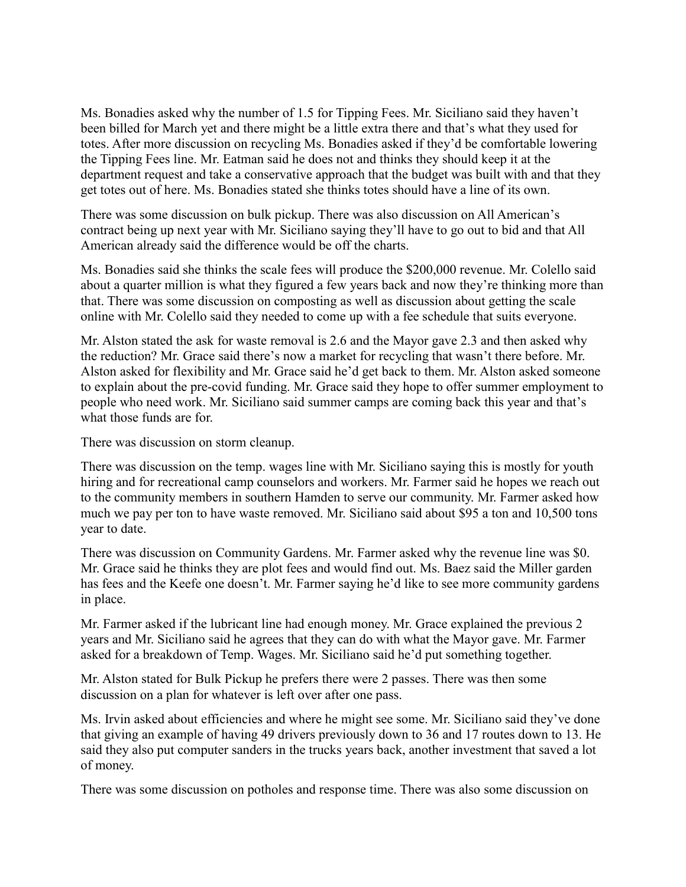Ms. Bonadies asked why the number of 1.5 for Tipping Fees. Mr. Siciliano said they haven't been billed for March yet and there might be a little extra there and that's what they used for totes. After more discussion on recycling Ms. Bonadies asked if they'd be comfortable lowering the Tipping Fees line. Mr. Eatman said he does not and thinks they should keep it at the department request and take a conservative approach that the budget was built with and that they get totes out of here. Ms. Bonadies stated she thinks totes should have a line of its own.

There was some discussion on bulk pickup. There was also discussion on All American's contract being up next year with Mr. Siciliano saying they'll have to go out to bid and that All American already said the difference would be off the charts.

Ms. Bonadies said she thinks the scale fees will produce the $200,000 revenue. Mr. Colello said about a quarter million is what they figured a few years back and now they're thinking more than that. There was some discussion on composting as well as discussion about getting the scale online with Mr. Colello said they needed to come up with a fee schedule that suits everyone.

Mr. Alston stated the ask for waste removal is 2.6 and the Mayor gave 2.3 and then asked why the reduction? Mr. Grace said there's now a market for recycling that wasn't there before. Mr. Alston asked for flexibility and Mr. Grace said he'd get back to them. Mr. Alston asked someone to explain about the pre-covid funding. Mr. Grace said they hope to offer summer employment to people who need work. Mr. Siciliano said summer camps are coming back this year and that's what those funds are for.

There was discussion on storm cleanup.

There was discussion on the temp. wages line with Mr. Siciliano saying this is mostly for youth hiring and for recreational camp counselors and workers. Mr. Farmer said he hopes we reach out to the community members in southern Hamden to serve our community. Mr. Farmer asked how much we pay per ton to have waste removed. Mr. Siciliano said about $95 a ton and 10,500 tons year to date.

There was discussion on Community Gardens. Mr. Farmer asked why the revenue line was $0. Mr. Grace said he thinks they are plot fees and would find out. Ms. Baez said the Miller garden has fees and the Keefe one doesn't. Mr. Farmer saying he'd like to see more community gardens in place.

Mr. Farmer asked if the lubricant line had enough money. Mr. Grace explained the previous 2 years and Mr. Siciliano said he agrees that they can do with what the Mayor gave. Mr. Farmer asked for a breakdown of Temp. Wages. Mr. Siciliano said he'd put something together.

Mr. Alston stated for Bulk Pickup he prefers there were 2 passes. There was then some discussion on a plan for whatever is left over after one pass.

Ms. Irvin asked about efficiencies and where he might see some. Mr. Siciliano said they've done that giving an example of having 49 drivers previously down to 36 and 17 routes down to 13. He said they also put computer sanders in the trucks years back, another investment that saved a lot of money.

There was some discussion on potholes and response time. There was also some discussion on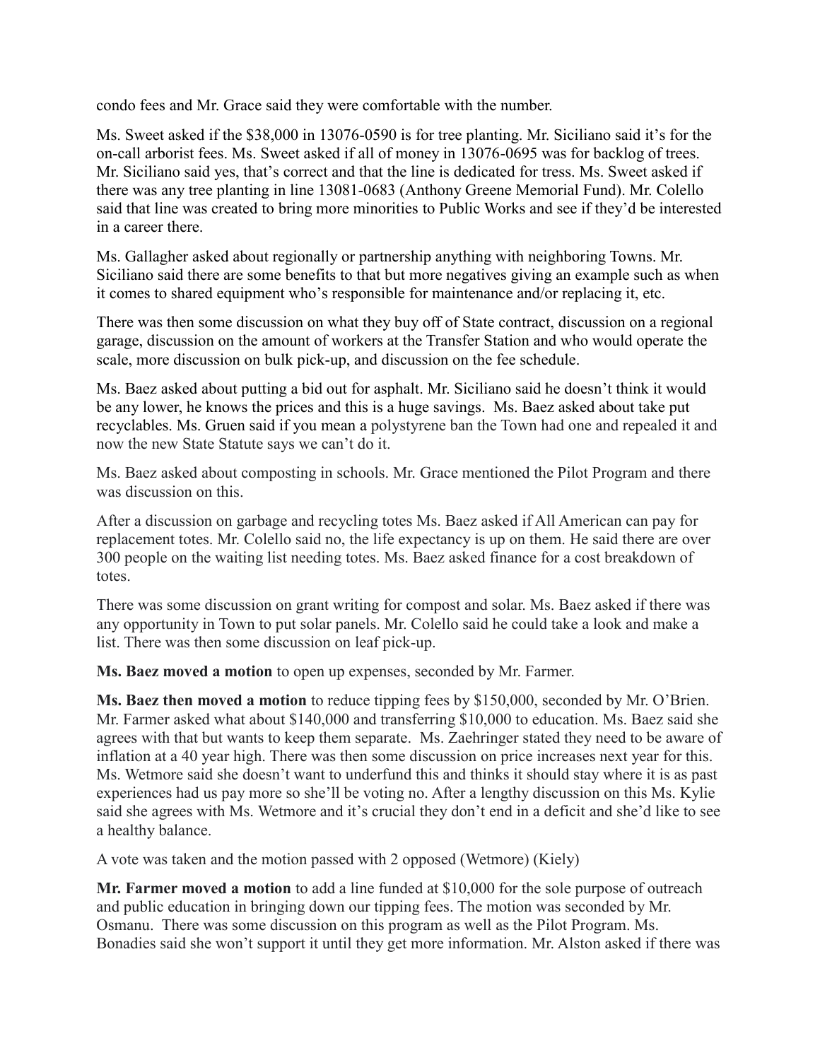condo fees and Mr. Grace said they were comfortable with the number.

Ms. Sweet asked if the $38,000 in 13076-0590 is for tree planting. Mr. Siciliano said it's for the on-call arborist fees. Ms. Sweet asked if all of money in 13076-0695 was for backlog of trees. Mr. Siciliano said yes, that's correct and that the line is dedicated for tress. Ms. Sweet asked if there was any tree planting in line 13081-0683 (Anthony Greene Memorial Fund). Mr. Colello said that line was created to bring more minorities to Public Works and see if they'd be interested in a career there.

Ms. Gallagher asked about regionally or partnership anything with neighboring Towns. Mr. Siciliano said there are some benefits to that but more negatives giving an example such as when it comes to shared equipment who's responsible for maintenance and/or replacing it, etc.

There was then some discussion on what they buy off of State contract, discussion on a regional garage, discussion on the amount of workers at the Transfer Station and who would operate the scale, more discussion on bulk pick-up, and discussion on the fee schedule.

Ms. Baez asked about putting a bid out for asphalt. Mr. Siciliano said he doesn't think it would be any lower, he knows the prices and this is a huge savings. Ms. Baez asked about take put recyclables. Ms. Gruen said if you mean a polystyrene ban the Town had one and repealed it and now the new State Statute says we can't do it.

Ms. Baez asked about composting in schools. Mr. Grace mentioned the Pilot Program and there was discussion on this.

After a discussion on garbage and recycling totes Ms. Baez asked if All American can pay for replacement totes. Mr. Colello said no, the life expectancy is up on them. He said there are over 300 people on the waiting list needing totes. Ms. Baez asked finance for a cost breakdown of totes.

There was some discussion on grant writing for compost and solar. Ms. Baez asked if there was any opportunity in Town to put solar panels. Mr. Colello said he could take a look and make a list. There was then some discussion on leaf pick-up.

**Ms. Baez moved a motion** to open up expenses, seconded by Mr. Farmer.

**Ms. Baez then moved a motion** to reduce tipping fees by $150,000, seconded by Mr. O'Brien. Mr. Farmer asked what about $140,000 and transferring $10,000 to education. Ms. Baez said she agrees with that but wants to keep them separate. Ms. Zaehringer stated they need to be aware of inflation at a 40 year high. There was then some discussion on price increases next year for this. Ms. Wetmore said she doesn't want to underfund this and thinks it should stay where it is as past experiences had us pay more so she'll be voting no. After a lengthy discussion on this Ms. Kylie said she agrees with Ms. Wetmore and it's crucial they don't end in a deficit and she'd like to see a healthy balance.

A vote was taken and the motion passed with 2 opposed (Wetmore) (Kiely)

**Mr. Farmer moved a motion** to add a line funded at $10,000 for the sole purpose of outreach and public education in bringing down our tipping fees. The motion was seconded by Mr. Osmanu. There was some discussion on this program as well as the Pilot Program. Ms. Bonadies said she won't support it until they get more information. Mr. Alston asked if there was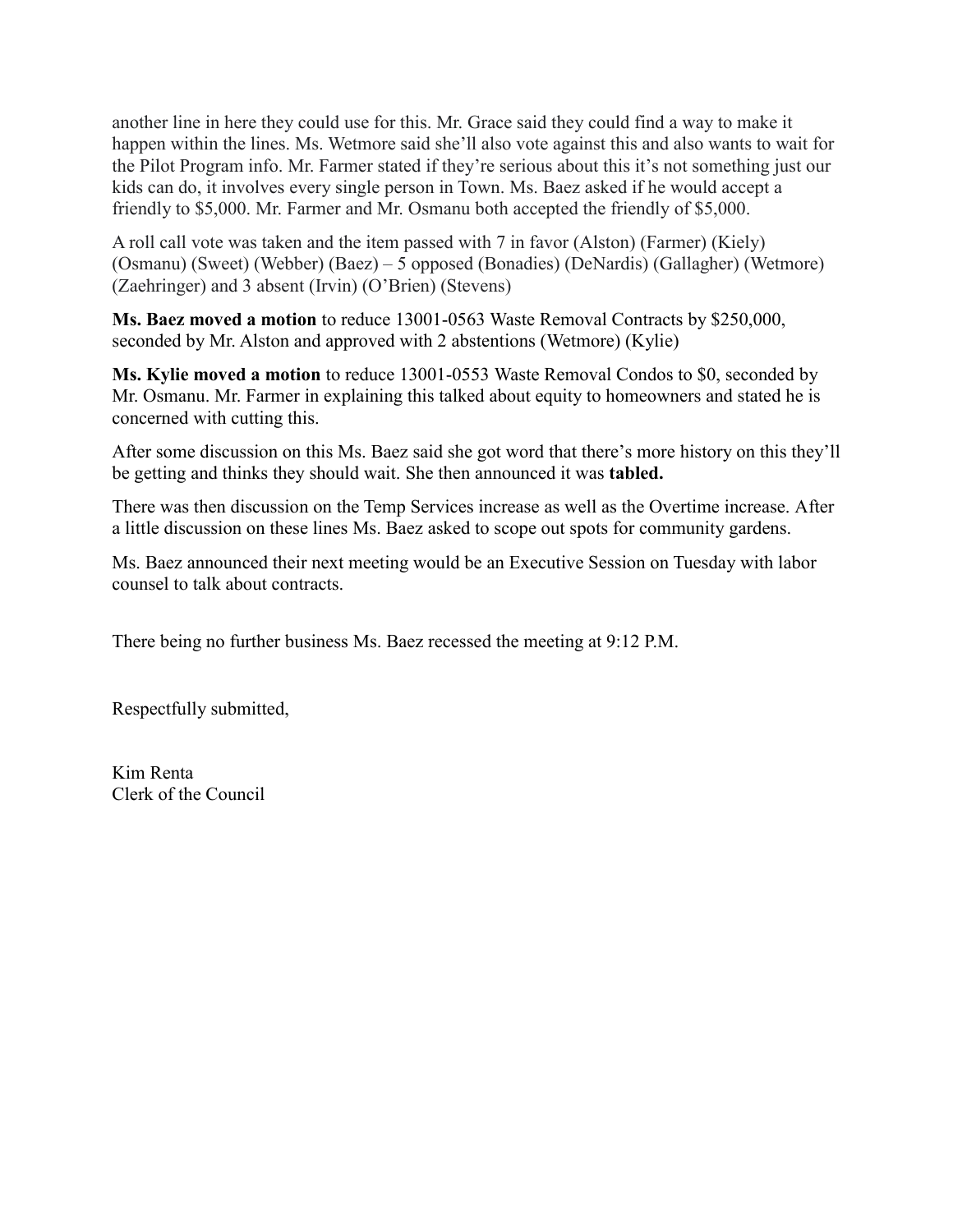another line in here they could use for this. Mr. Grace said they could find a way to make it happen within the lines. Ms. Wetmore said she'll also vote against this and also wants to wait for the Pilot Program info. Mr. Farmer stated if they're serious about this it's not something just our kids can do, it involves every single person in Town. Ms. Baez asked if he would accept a friendly to $5,000. Mr. Farmer and Mr. Osmanu both accepted the friendly of $5,000.

A roll call vote was taken and the item passed with 7 in favor (Alston) (Farmer) (Kiely) (Osmanu) (Sweet) (Webber) (Baez) – 5 opposed (Bonadies) (DeNardis) (Gallagher) (Wetmore) (Zaehringer) and 3 absent (Irvin) (O'Brien) (Stevens)

**Ms. Baez moved a motion** to reduce 13001-0563 Waste Removal Contracts by $250,000, seconded by Mr. Alston and approved with 2 abstentions (Wetmore) (Kylie)

**Ms. Kylie moved a motion** to reduce 13001-0553 Waste Removal Condos to $0, seconded by Mr. Osmanu. Mr. Farmer in explaining this talked about equity to homeowners and stated he is concerned with cutting this.

After some discussion on this Ms. Baez said she got word that there's more history on this they'll be getting and thinks they should wait. She then announced it was **tabled.**

There was then discussion on the Temp Services increase as well as the Overtime increase. After a little discussion on these lines Ms. Baez asked to scope out spots for community gardens.

Ms. Baez announced their next meeting would be an Executive Session on Tuesday with labor counsel to talk about contracts.

There being no further business Ms. Baez recessed the meeting at 9:12 P.M.

Respectfully submitted,

Kim Renta
Clerk of the Council